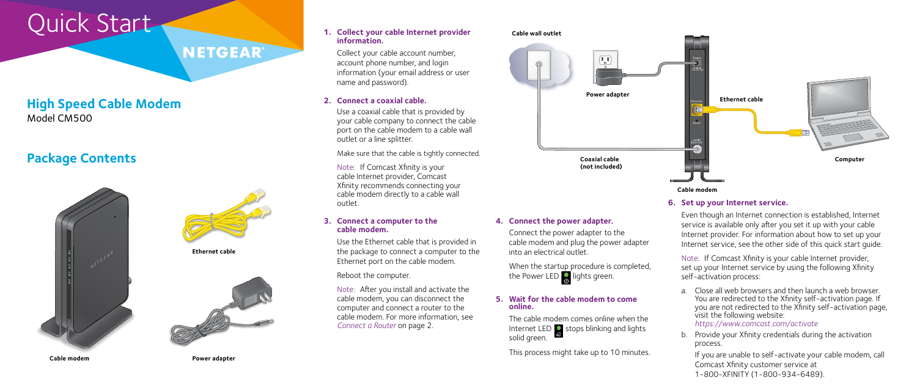# Quick Start

NETGEAR®

## High Speed Cable Modem

Model CM500

## Package Contents

Cable modem

Ethernet cable

Power adapter

### 1. Collect your cable Internet provider information.

Collect your cable account number, account phone number, and login information (your email address or user name and password).

### 2. Connect a coaxial cable.

Use a coaxial cable that is provided by your cable company to connect the cable port on the cable modem to a cable wall outlet or a line splitter.

Make sure that the cable is tightly connected.

Note: If Comcast Xfinity is your cable Internet provider, Comcast Xfinity recommends connecting your cable modem directly to a cable wall outlet.

### 3. Connect a computer to the cable modem.

Use the Ethernet cable that is provided in the package to connect a computer to the Ethernet port on the cable modem.

Reboot the computer.

Note: After you install and activate the cable modem, you can disconnect the computer and connect a router to the cable modem. For more information, see *Connect a Router* on page 2.

Cable wall outlet

Power adapter

Ethernet cable

Coaxial cable (not included)

Computer

Cable modem

### 4. Connect the power adapter.

Connect the power adapter to the cable modem and plug the power adapter into an electrical outlet.

When the startup procedure is completed, the Power LED lights green.

### 5. Wait for the cable modem to come online.

The cable modem comes online when the Internet LED stops blinking and lights solid green.

This process might take up to 10 minutes.

### 6. Set up your Internet service.

Even though an Internet connection is established, Internet service is available only after you set it up with your cable Internet provider. For information about how to set up your Internet service, see the other side of this quick start guide.

Note: If Comcast Xfinity is your cable Internet provider, set up your Internet service by using the following Xfinity self-activation process:

a. Close all web browsers and then launch a web browser. You are redirected to the Xfinity self-activation page. If you are not redirected to the Xfinity self-activation page, visit the following website:
*https://www.comcast.com/activate*

b. Provide your Xfinity credentials during the activation process.

If you are unable to self-activate your cable modem, call Comcast Xfinity customer service at 1-800-XFINITY (1-800-934-6489).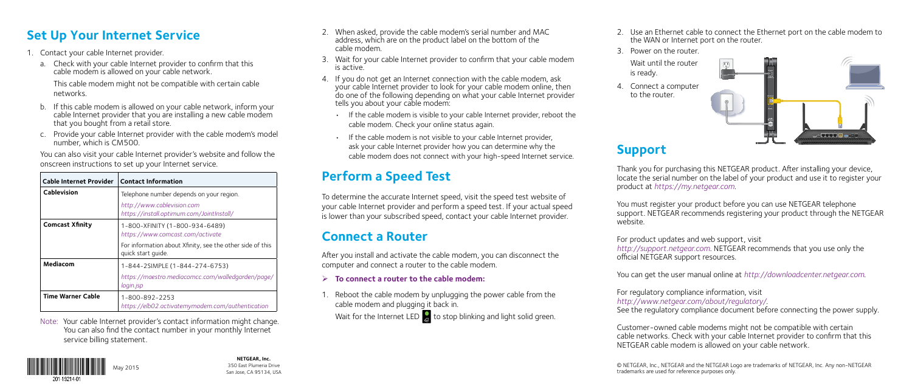## Set Up Your Internet Service

1. Contact your cable Internet provider.
   a. Check with your cable Internet provider to confirm that this cable modem is allowed on your cable network.

      This cable modem might not be compatible with certain cable networks.
   b. If this cable modem is allowed on your cable network, inform your cable Internet provider that you are installing a new cable modem that you bought from a retail store.
   c. Provide your cable Internet provider with the cable modem's model number, which is CM500.

   You can also visit your cable Internet provider's website and follow the onscreen instructions to set up your Internet service.

| Cable Internet Provider | Contact Information |
|---|---|
| **Cablevision** | Telephone number depends on your region.<br>*http://www.cablevision.com*<br>*https://install.optimum.com/JointInstall/* |
| **Comcast Xfinity** | 1-800-XFINITY (1-800-934-6489)<br>*https://www.comcast.com/activate*<br>For information about Xfinity, see the other side of this quick start guide. |
| **Mediacom** | 1-844-2SIMPLE (1-844-274-6753)<br>*https://maestro.mediacomcc.com/walledgarden/page/login.jsp* |
| **Time Warner Cable** | 1-800-892-2253<br>*https://elb02.activatemymodem.com/authentication* |

Note: Your cable Internet provider's contact information might change. You can also find the contact number in your monthly Internet service billing statement.

2. When asked, provide the cable modem's serial number and MAC address, which are on the product label on the bottom of the cable modem.
3. Wait for your cable Internet provider to confirm that your cable modem is active.
4. If you do not get an Internet connection with the cable modem, ask your cable Internet provider to look for your cable modem online, then do one of the following depending on what your cable Internet provider tells you about your cable modem:
   - If the cable modem is visible to your cable Internet provider, reboot the cable modem. Check your online status again.
   - If the cable modem is not visible to your cable Internet provider, ask your cable Internet provider how you can determine why the cable modem does not connect with your high-speed Internet service.

## Perform a Speed Test

To determine the accurate Internet speed, visit the speed test website of your cable Internet provider and perform a speed test. If your actual speed is lower than your subscribed speed, contact your cable Internet provider.

## Connect a Router

After you install and activate the cable modem, you can disconnect the computer and connect a router to the cable modem.

➢ **To connect a router to the cable modem:**

1. Reboot the cable modem by unplugging the power cable from the cable modem and plugging it back in.

   Wait for the Internet LED to stop blinking and light solid green.
2. Use an Ethernet cable to connect the Ethernet port on the cable modem to the WAN or Internet port on the router.
3. Power on the router.

   Wait until the router is ready.
4. Connect a computer to the router.

## Support

Thank you for purchasing this NETGEAR product. After installing your device, locate the serial number on the label of your product and use it to register your product at *https://my.netgear.com*.

You must register your product before you can use NETGEAR telephone support. NETGEAR recommends registering your product through the NETGEAR website.

For product updates and web support, visit *http://support.netgear.com*. NETGEAR recommends that you use only the official NETGEAR support resources.

You can get the user manual online at *http://downloadcenter.netgear.com*.

For regulatory compliance information, visit *http://www.netgear.com/about/regulatory/*.
See the regulatory compliance document before connecting the power supply.

Customer-owned cable modems might not be compatible with certain cable networks. Check with your cable Internet provider to confirm that this NETGEAR cable modem is allowed on your cable network.

© NETGEAR, Inc., NETGEAR and the NETGEAR Logo are trademarks of NETGEAR, Inc. Any non-NETGEAR trademarks are used for reference purposes only.

201-19214-01

May 2015

**NETGEAR, Inc.**
350 East Plumeria Drive
San Jose, CA 95134, USA